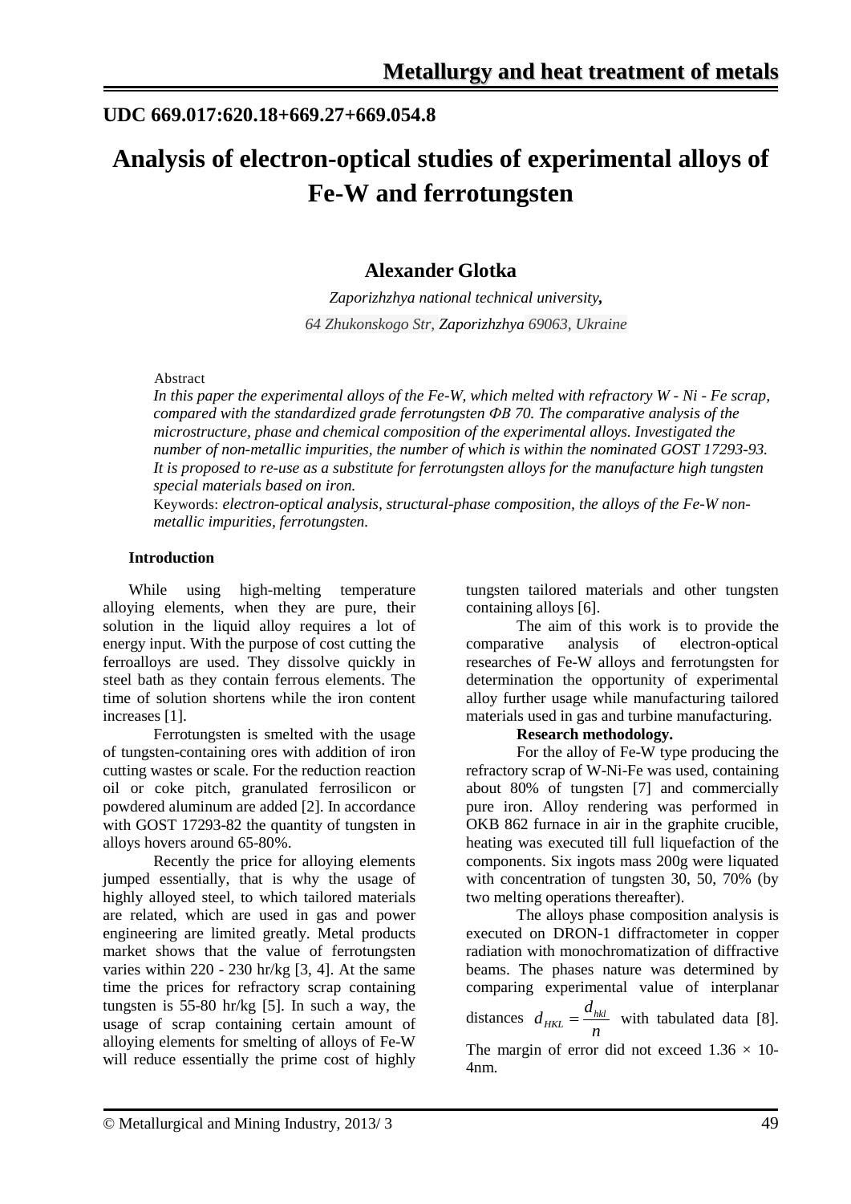**Metallurgy and heat treatment of metals**

**UDC 669.017:620.18+669.27+669.054.8**

# Analysis of electron-optical studies of experimental alloys of Fe-W and ferrotungsten

## Alexander Glotka

*Zaporizhzhya national technical university,*

*64 Zhukonskogo Str, Zaporizhzhya 69063, Ukraine*

Abstract

*In this paper the experimental alloys of the Fe-W, which melted with refractory W - Ni - Fe scrap, compared with the standardized grade ferrotungsten ФВ 70. The comparative analysis of the microstructure, phase and chemical composition of the experimental alloys. Investigated the number of non-metallic impurities, the number of which is within the nominated GOST 17293-93. It is proposed to re-use as a substitute for ferrotungsten alloys for the manufacture high tungsten special materials based on iron.*

Keywords: *electron-optical analysis, structural-phase composition, the alloys of the Fe-W non-metallic impurities, ferrotungsten.*

### Introduction

While using high-melting temperature alloying elements, when they are pure, their solution in the liquid alloy requires a lot of energy input. With the purpose of cost cutting the ferroalloys are used. They dissolve quickly in steel bath as they contain ferrous elements. The time of solution shortens while the iron content increases [1].

Ferrotungsten is smelted with the usage of tungsten-containing ores with addition of iron cutting wastes or scale. For the reduction reaction oil or coke pitch, granulated ferrosilicon or powdered aluminum are added [2]. In accordance with GOST 17293-82 the quantity of tungsten in alloys hovers around 65-80%.

Recently the price for alloying elements jumped essentially, that is why the usage of highly alloyed steel, to which tailored materials are related, which are used in gas and power engineering are limited greatly. Metal products market shows that the value of ferrotungsten varies within 220 - 230 hr/kg [3, 4]. At the same time the prices for refractory scrap containing tungsten is 55-80 hr/kg [5]. In such a way, the usage of scrap containing certain amount of alloying elements for smelting of alloys of Fe-W will reduce essentially the prime cost of highly tungsten tailored materials and other tungsten containing alloys [6].

The aim of this work is to provide the comparative analysis of electron-optical researches of Fe-W alloys and ferrotungsten for determination the opportunity of experimental alloy further usage while manufacturing tailored materials used in gas and turbine manufacturing.

### Research methodology.

For the alloy of Fe-W type producing the refractory scrap of W-Ni-Fe was used, containing about 80% of tungsten [7] and commercially pure iron. Alloy rendering was performed in OKB 862 furnace in air in the graphite crucible, heating was executed till full liquefaction of the components. Six ingots mass 200g were liquated with concentration of tungsten 30, 50, 70% (by two melting operations thereafter).

The alloys phase composition analysis is executed on DRON-1 diffractometer in copper radiation with monochromatization of diffractive beams. The phases nature was determined by comparing experimental value of interplanar distances $d_{HKL} = \frac{d_{hkl}}{n}$ with tabulated data [8]. The margin of error did not exceed 1.36 × 10-4nm.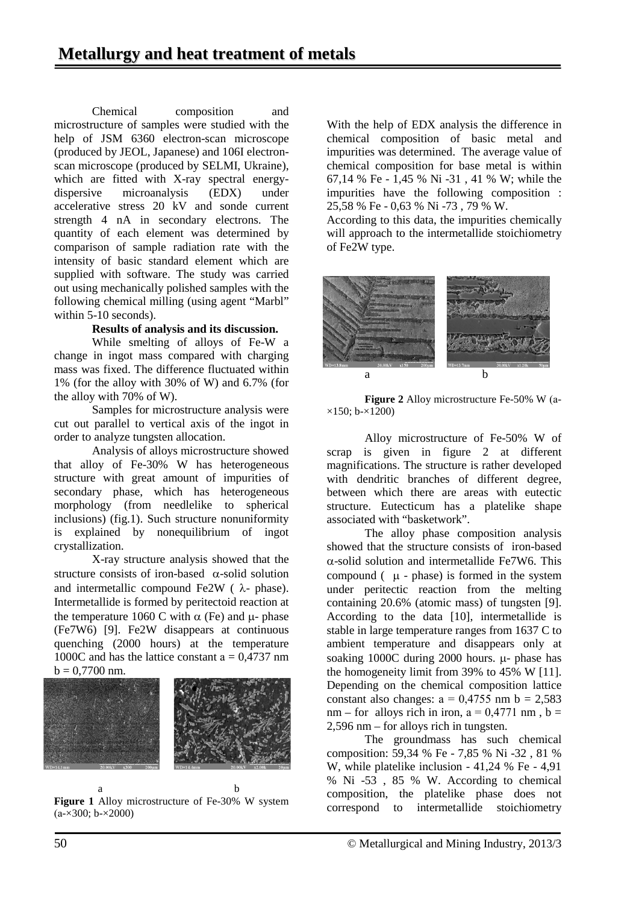Chemical composition and microstructure of samples were studied with the help of JSM 6360 electron-scan microscope (produced by JEOL, Japanese) and 106I electron-scan microscope (produced by SELMI, Ukraine), which are fitted with X-ray spectral energy-dispersive microanalysis (EDX) under accelerative stress 20 kV and sonde current strength 4 nA in secondary electrons. The quantity of each element was determined by comparison of sample radiation rate with the intensity of basic standard element which are supplied with software. The study was carried out using mechanically polished samples with the following chemical milling (using agent "Marbl" within 5-10 seconds).

**Results of analysis and its discussion.**

While smelting of alloys of Fe-W a change in ingot mass compared with charging mass was fixed. The difference fluctuated within 1% (for the alloy with 30% of W) and 6.7% (for the alloy with 70% of W).

Samples for microstructure analysis were cut out parallel to vertical axis of the ingot in order to analyze tungsten allocation.

Analysis of alloys microstructure showed that alloy of Fe-30% W has heterogeneous structure with great amount of impurities of secondary phase, which has heterogeneous morphology (from needlelike to spherical inclusions) (fig.1). Such structure nonuniformity is explained by nonequilibrium of ingot crystallization.

X-ray structure analysis showed that the structure consists of iron-based $\alpha$-solid solution and intermetallic compound $Fe_2W$ ( $\lambda$- phase). Intermetallide is formed by peritectoid reaction at the temperature 1060 C with $\alpha$ (Fe) and $\mu$- phase ($Fe_7W_6$) [9]. $Fe_2W$ disappears at continuous quenching (2000 hours) at the temperature 1000C and has the lattice constant a = 0,4737 nm b = 0,7700 nm.

a b

**Figure 1** Alloy microstructure of Fe-30% W system (a-×300; b-×2000)

With the help of EDX analysis the difference in chemical composition of basic metal and impurities was determined. The average value of chemical composition for base metal is within 67,14 % Fe - 1,45 % Ni -31 , 41 % W; while the impurities have the following composition : 25,58 % Fe - 0,63 % Ni -73 , 79 % W.

According to this data, the impurities chemically will approach to the intermetallide stoichiometry of $Fe_2W$ type.

a b

**Figure 2** Alloy microstructure Fe-50% W (a-×150; b-×1200)

Alloy microstructure of Fe-50% W of scrap is given in figure 2 at different magnifications. The structure is rather developed with dendritic branches of different degree, between which there are areas with eutectic structure. Eutecticum has a platelike shape associated with "basketwork".

The alloy phase composition analysis showed that the structure consists of iron-based $\alpha$-solid solution and intermetallide $Fe_7W_6$. This compound ( $\mu$ - phase) is formed in the system under peritectic reaction from the melting containing 20.6% (atomic mass) of tungsten [9]. According to the data [10], intermetallide is stable in large temperature ranges from 1637 C to ambient temperature and disappears only at soaking 1000C during 2000 hours. $\mu$- phase has the homogeneity limit from 39% to 45% W [11]. Depending on the chemical composition lattice constant also changes: a = 0,4755 nm b = 2,583 nm – for alloys rich in iron, a = 0,4771 nm , b = 2,596 nm – for alloys rich in tungsten.

The groundmass has such chemical composition: 59,34 % Fe - 7,85 % Ni -32 , 81 % W, while platelike inclusion - 41,24 % Fe - 4,91 % Ni -53 , 85 % W. According to chemical composition, the platelike phase does not correspond to intermetallide stoichiometry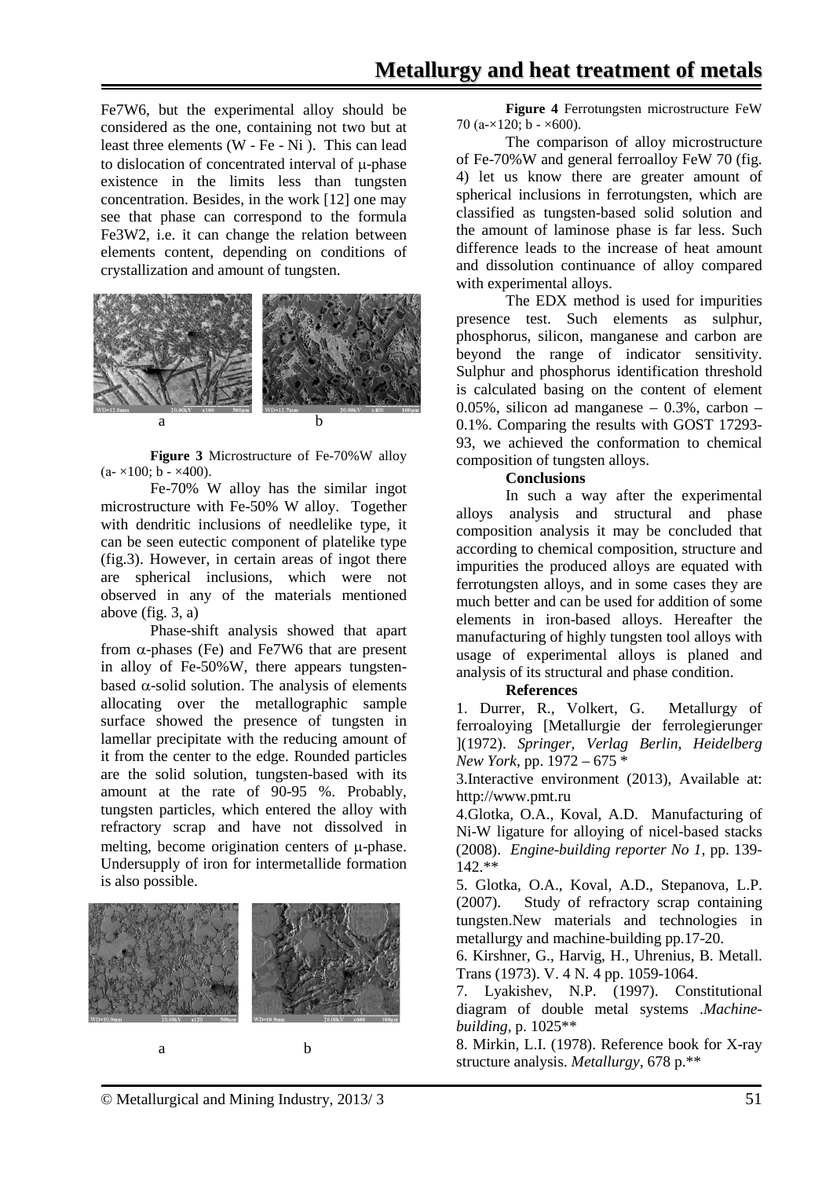Fe7W6, but the experimental alloy should be considered as the one, containing not two but at least three elements (W - Fe - Ni ). This can lead to dislocation of concentrated interval of μ-phase existence in the limits less than tungsten concentration. Besides, in the work [12] one may see that phase can correspond to the formula Fe3W2, i.e. it can change the relation between elements content, depending on conditions of crystallization and amount of tungsten.

a b

**Figure 3** Microstructure of Fe-70%W alloy (a- ×100; b - ×400).

Fe-70% W alloy has the similar ingot microstructure with Fe-50% W alloy. Together with dendritic inclusions of needlelike type, it can be seen eutectic component of platelike type (fig.3). However, in certain areas of ingot there are spherical inclusions, which were not observed in any of the materials mentioned above (fig. 3, a)

Phase-shift analysis showed that apart from α-phases (Fe) and Fe7W6 that are present in alloy of Fe-50%W, there appears tungsten-based α-solid solution. The analysis of elements allocating over the metallographic sample surface showed the presence of tungsten in lamellar precipitate with the reducing amount of it from the center to the edge. Rounded particles are the solid solution, tungsten-based with its amount at the rate of 90-95 %. Probably, tungsten particles, which entered the alloy with refractory scrap and have not dissolved in melting, become origination centers of μ-phase. Undersupply of iron for intermetallide formation is also possible.

a b

**Figure 4** Ferrotungsten microstructure FeW 70 (a-×120; b - ×600).

The comparison of alloy microstructure of Fe-70%W and general ferroalloy FeW 70 (fig. 4) let us know there are greater amount of spherical inclusions in ferrotungsten, which are classified as tungsten-based solid solution and the amount of laminose phase is far less. Such difference leads to the increase of heat amount and dissolution continuance of alloy compared with experimental alloys.

The EDX method is used for impurities presence test. Such elements as sulphur, phosphorus, silicon, manganese and carbon are beyond the range of indicator sensitivity. Sulphur and phosphorus identification threshold is calculated basing on the content of element 0.05%, silicon ad manganese – 0.3%, carbon – 0.1%. Comparing the results with GOST 17293-93, we achieved the conformation to chemical composition of tungsten alloys.

**Conclusions**

In such a way after the experimental alloys analysis and structural and phase composition analysis it may be concluded that according to chemical composition, structure and impurities the produced alloys are equated with ferrotungsten alloys, and in some cases they are much better and can be used for addition of some elements in iron-based alloys. Hereafter the manufacturing of highly tungsten tool alloys with usage of experimental alloys is planed and analysis of its structural and phase condition.

**References**

1. Durrer, R., Volkert, G. Metallurgy of ferroaloying [Metallurgie der ferrolegierunger ](1972). *Springer, Verlag Berlin, Heidelberg New York*, pp. 1972 – 675 *

3.Interactive environment (2013), Available at: http://www.pmt.ru

4.Glotka, O.A., Koval, A.D. Manufacturing of Ni-W ligature for alloying of nicel-based stacks (2008). *Engine-building reporter No 1*, pp. 139-142.**

5. Glotka, O.A., Koval, A.D., Stepanova, L.P. (2007). Study of refractory scrap containing tungsten.New materials and technologies in metallurgy and machine-building pp.17-20.

6. Kirshner, G., Harvig, H., Uhrenius, B. Metall. Trans (1973). V. 4 N. 4 pp. 1059-1064.

7. Lyakishev, N.P. (1997). Constitutional diagram of double metal systems .*Machine-building*, p. 1025**

8. Mirkin, L.I. (1978). Reference book for X-ray structure analysis. *Metallurgy*, 678 p.**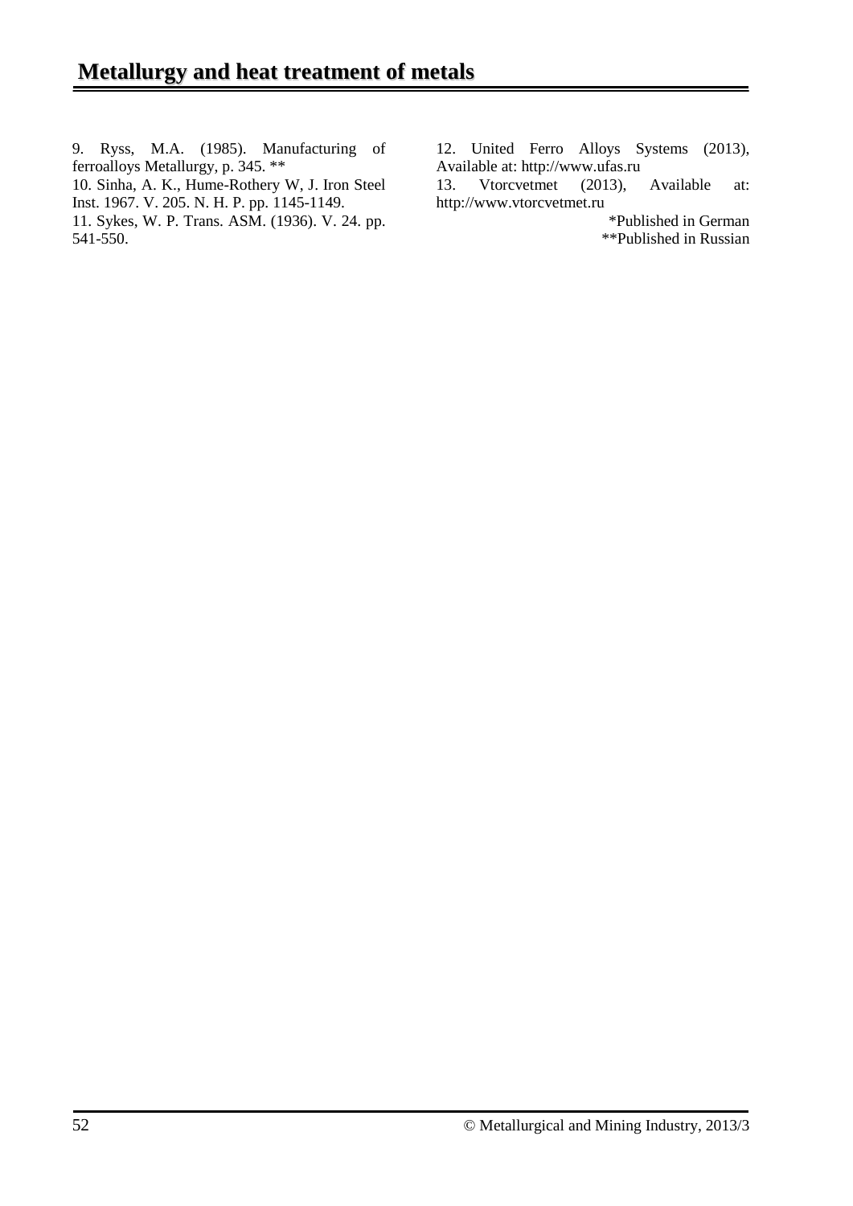9. Ryss, M.A. (1985). Manufacturing of ferroalloys Metallurgy, p. 345. **

10. Sinha, A. K., Hume-Rothery W, J. Iron Steel Inst. 1967. V. 205. N. H. P. pp. 1145-1149.

11. Sykes, W. P. Trans. ASM. (1936). V. 24. pp. 541-550.

12. United Ferro Alloys Systems (2013), Available at: http://www.ufas.ru

13. Vtorcvetmet (2013), Available at: http://www.vtorcvetmet.ru

*Published in German

**Published in Russian